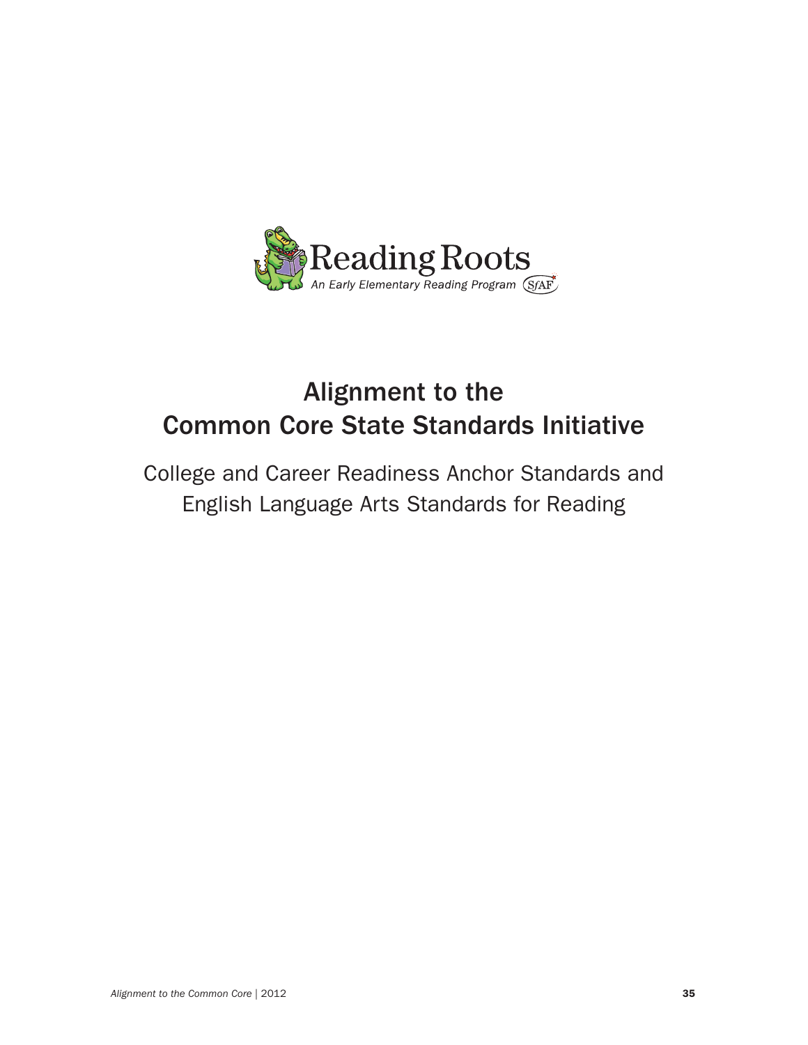Reading Roots

*An Early Elementary Reading Program* SfAF

# Alignment to the Common Core State Standards Initiative

## College and Career Readiness Anchor Standards and English Language Arts Standards for Reading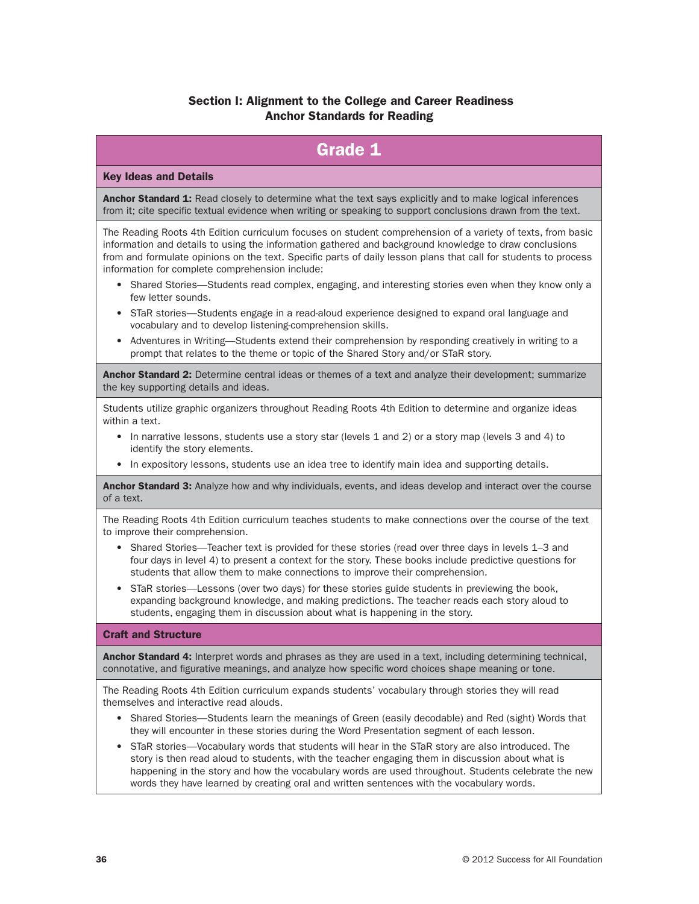## Section I: Alignment to the College and Career Readiness Anchor Standards for Reading

# Grade 1

### Key Ideas and Details

**Anchor Standard 1:** Read closely to determine what the text says explicitly and to make logical inferences from it; cite specific textual evidence when writing or speaking to support conclusions drawn from the text.

The Reading Roots 4th Edition curriculum focuses on student comprehension of a variety of texts, from basic information and details to using the information gathered and background knowledge to draw conclusions from and formulate opinions on the text. Specific parts of daily lesson plans that call for students to process information for complete comprehension include:

- Shared Stories—Students read complex, engaging, and interesting stories even when they know only a few letter sounds.
- STaR stories—Students engage in a read-aloud experience designed to expand oral language and vocabulary and to develop listening-comprehension skills.
- Adventures in Writing—Students extend their comprehension by responding creatively in writing to a prompt that relates to the theme or topic of the Shared Story and/or STaR story.

**Anchor Standard 2:** Determine central ideas or themes of a text and analyze their development; summarize the key supporting details and ideas.

Students utilize graphic organizers throughout Reading Roots 4th Edition to determine and organize ideas within a text.

- In narrative lessons, students use a story star (levels 1 and 2) or a story map (levels 3 and 4) to identify the story elements.
- In expository lessons, students use an idea tree to identify main idea and supporting details.

**Anchor Standard 3:** Analyze how and why individuals, events, and ideas develop and interact over the course of a text.

The Reading Roots 4th Edition curriculum teaches students to make connections over the course of the text to improve their comprehension.

- Shared Stories—Teacher text is provided for these stories (read over three days in levels 1–3 and four days in level 4) to present a context for the story. These books include predictive questions for students that allow them to make connections to improve their comprehension.
- STaR stories—Lessons (over two days) for these stories guide students in previewing the book, expanding background knowledge, and making predictions. The teacher reads each story aloud to students, engaging them in discussion about what is happening in the story.

### Craft and Structure

**Anchor Standard 4:** Interpret words and phrases as they are used in a text, including determining technical, connotative, and figurative meanings, and analyze how specific word choices shape meaning or tone.

The Reading Roots 4th Edition curriculum expands students' vocabulary through stories they will read themselves and interactive read alouds.

- Shared Stories—Students learn the meanings of Green (easily decodable) and Red (sight) Words that they will encounter in these stories during the Word Presentation segment of each lesson.
- STaR stories—Vocabulary words that students will hear in the STaR story are also introduced. The story is then read aloud to students, with the teacher engaging them in discussion about what is happening in the story and how the vocabulary words are used throughout. Students celebrate the new words they have learned by creating oral and written sentences with the vocabulary words.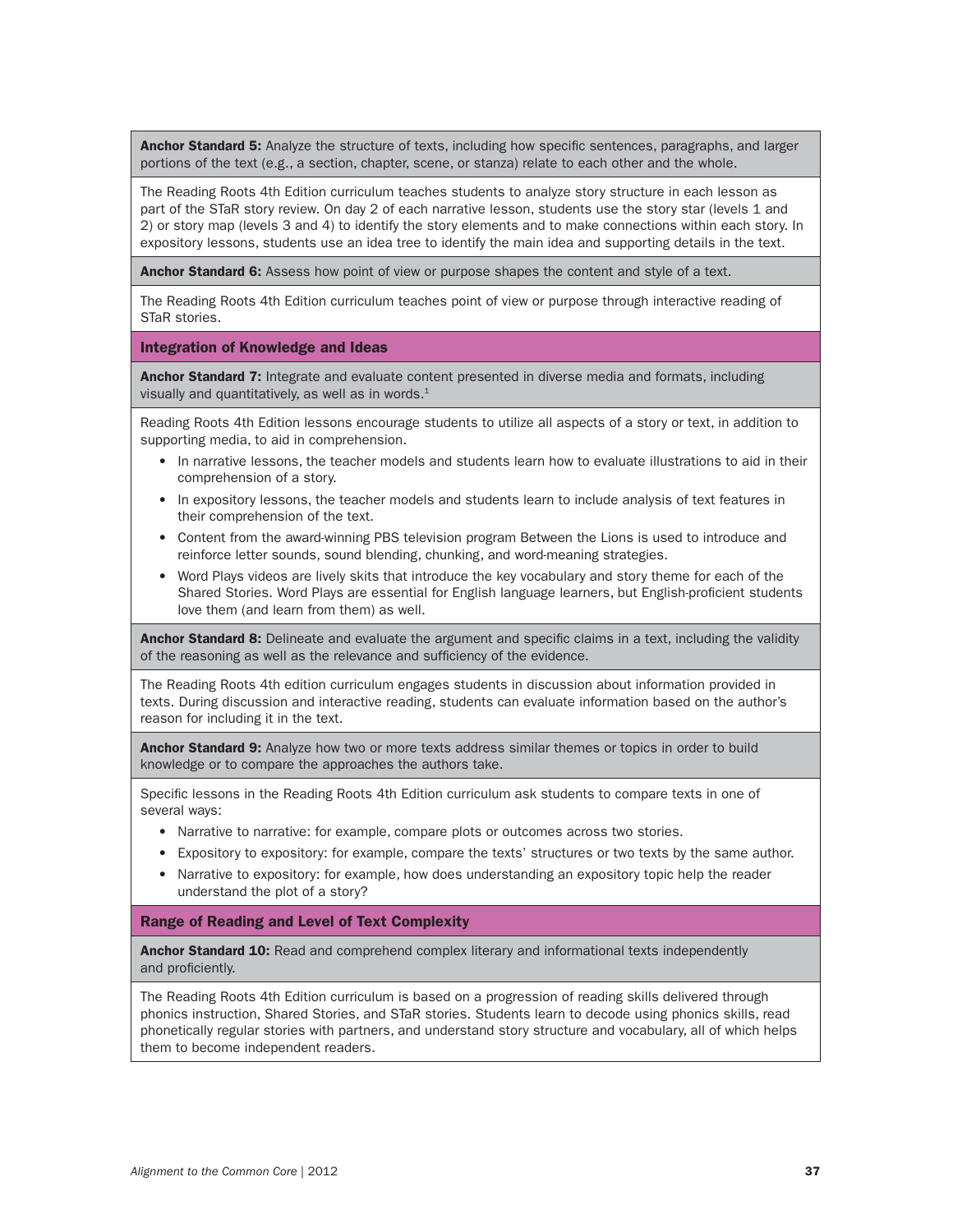**Anchor Standard 5:** Analyze the structure of texts, including how specific sentences, paragraphs, and larger portions of the text (e.g., a section, chapter, scene, or stanza) relate to each other and the whole.

The Reading Roots 4th Edition curriculum teaches students to analyze story structure in each lesson as part of the STaR story review. On day 2 of each narrative lesson, students use the story star (levels 1 and 2) or story map (levels 3 and 4) to identify the story elements and to make connections within each story. In expository lessons, students use an idea tree to identify the main idea and supporting details in the text.

**Anchor Standard 6:** Assess how point of view or purpose shapes the content and style of a text.

The Reading Roots 4th Edition curriculum teaches point of view or purpose through interactive reading of STaR stories.

### Integration of Knowledge and Ideas

**Anchor Standard 7:** Integrate and evaluate content presented in diverse media and formats, including visually and quantitatively, as well as in words.[1]

Reading Roots 4th Edition lessons encourage students to utilize all aspects of a story or text, in addition to supporting media, to aid in comprehension.

- In narrative lessons, the teacher models and students learn how to evaluate illustrations to aid in their comprehension of a story.
- In expository lessons, the teacher models and students learn to include analysis of text features in their comprehension of the text.
- Content from the award-winning PBS television program Between the Lions is used to introduce and reinforce letter sounds, sound blending, chunking, and word-meaning strategies.
- Word Plays videos are lively skits that introduce the key vocabulary and story theme for each of the Shared Stories. Word Plays are essential for English language learners, but English-proficient students love them (and learn from them) as well.

**Anchor Standard 8:** Delineate and evaluate the argument and specific claims in a text, including the validity of the reasoning as well as the relevance and sufficiency of the evidence.

The Reading Roots 4th edition curriculum engages students in discussion about information provided in texts. During discussion and interactive reading, students can evaluate information based on the author's reason for including it in the text.

**Anchor Standard 9:** Analyze how two or more texts address similar themes or topics in order to build knowledge or to compare the approaches the authors take.

Specific lessons in the Reading Roots 4th Edition curriculum ask students to compare texts in one of several ways:

- Narrative to narrative: for example, compare plots or outcomes across two stories.
- Expository to expository: for example, compare the texts' structures or two texts by the same author.
- Narrative to expository: for example, how does understanding an expository topic help the reader understand the plot of a story?

### Range of Reading and Level of Text Complexity

**Anchor Standard 10:** Read and comprehend complex literary and informational texts independently and proficiently.

The Reading Roots 4th Edition curriculum is based on a progression of reading skills delivered through phonics instruction, Shared Stories, and STaR stories. Students learn to decode using phonics skills, read phonetically regular stories with partners, and understand story structure and vocabulary, all of which helps them to become independent readers.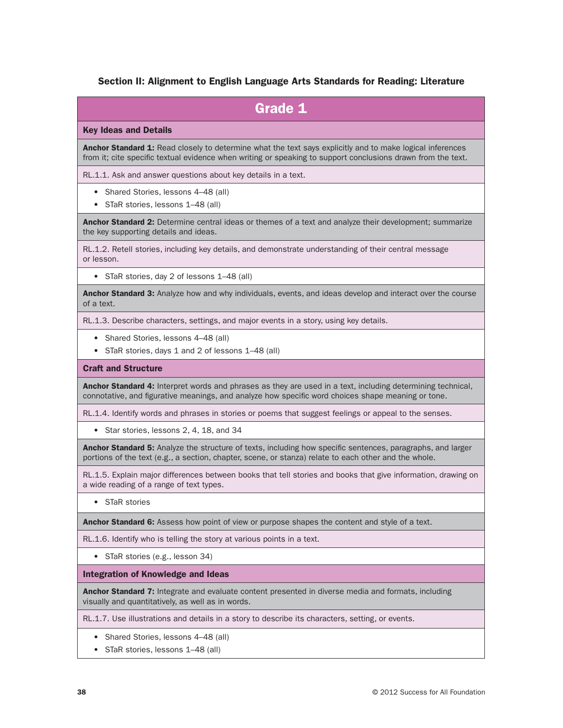## Section II: Alignment to English Language Arts Standards for Reading: Literature

### Grade 1

#### Key Ideas and Details

**Anchor Standard 1:** Read closely to determine what the text says explicitly and to make logical inferences from it; cite specific textual evidence when writing or speaking to support conclusions drawn from the text.

RL.1.1. Ask and answer questions about key details in a text.

- Shared Stories, lessons 4–48 (all)
- STaR stories, lessons 1–48 (all)

**Anchor Standard 2:** Determine central ideas or themes of a text and analyze their development; summarize the key supporting details and ideas.

RL.1.2. Retell stories, including key details, and demonstrate understanding of their central message or lesson.

- STaR stories, day 2 of lessons 1–48 (all)

**Anchor Standard 3:** Analyze how and why individuals, events, and ideas develop and interact over the course of a text.

RL.1.3. Describe characters, settings, and major events in a story, using key details.

- Shared Stories, lessons 4–48 (all)
- STaR stories, days 1 and 2 of lessons 1–48 (all)

#### Craft and Structure

**Anchor Standard 4:** Interpret words and phrases as they are used in a text, including determining technical, connotative, and figurative meanings, and analyze how specific word choices shape meaning or tone.

RL.1.4. Identify words and phrases in stories or poems that suggest feelings or appeal to the senses.

- Star stories, lessons 2, 4, 18, and 34

**Anchor Standard 5:** Analyze the structure of texts, including how specific sentences, paragraphs, and larger portions of the text (e.g., a section, chapter, scene, or stanza) relate to each other and the whole.

RL.1.5. Explain major differences between books that tell stories and books that give information, drawing on a wide reading of a range of text types.

- STaR stories

**Anchor Standard 6:** Assess how point of view or purpose shapes the content and style of a text.

RL.1.6. Identify who is telling the story at various points in a text.

- STaR stories (e.g., lesson 34)

#### Integration of Knowledge and Ideas

**Anchor Standard 7:** Integrate and evaluate content presented in diverse media and formats, including visually and quantitatively, as well as in words.

RL.1.7. Use illustrations and details in a story to describe its characters, setting, or events.

- Shared Stories, lessons 4–48 (all)
- STaR stories, lessons 1–48 (all)

© 2012 Success for All Foundation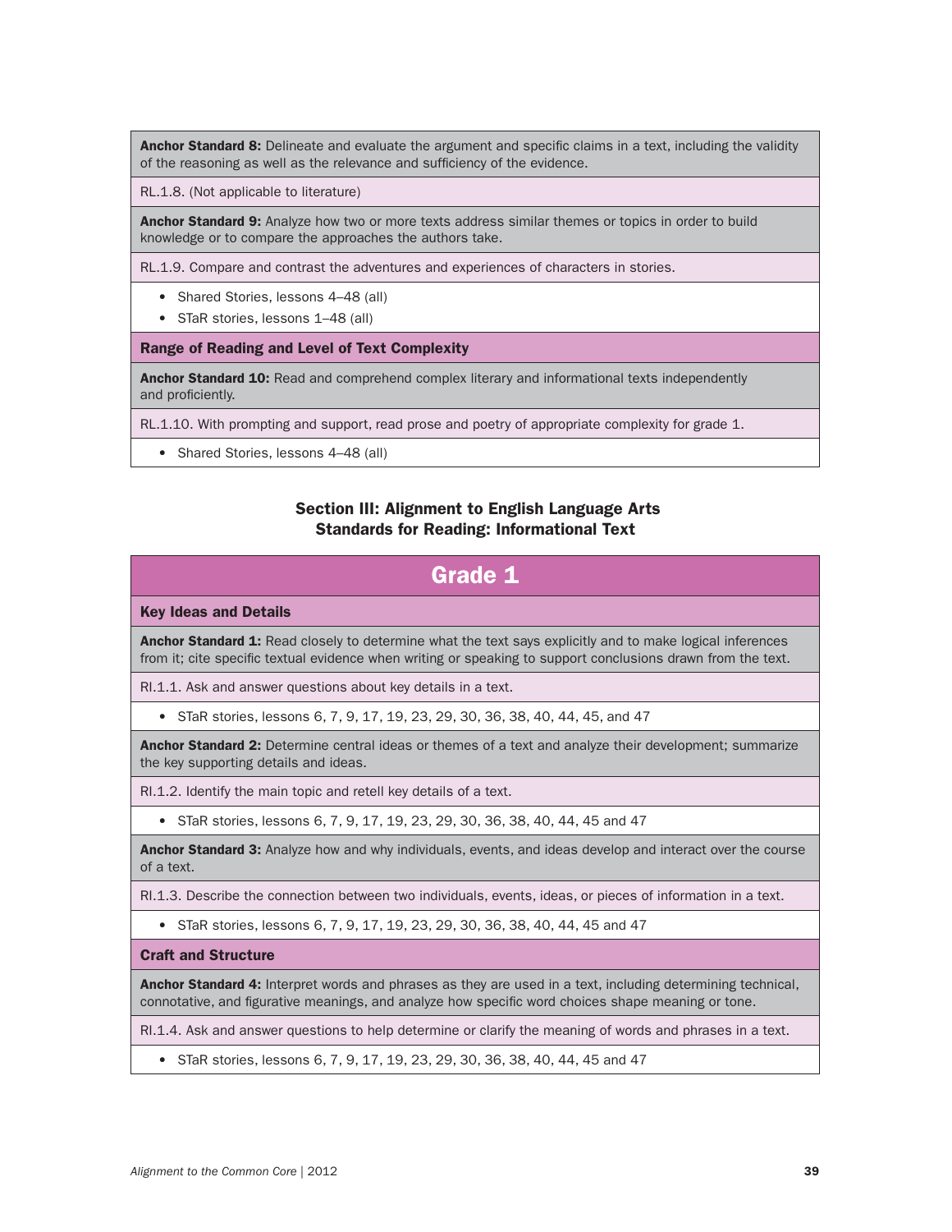**Anchor Standard 8:** Delineate and evaluate the argument and specific claims in a text, including the validity of the reasoning as well as the relevance and sufficiency of the evidence.

RL.1.8. (Not applicable to literature)

**Anchor Standard 9:** Analyze how two or more texts address similar themes or topics in order to build knowledge or to compare the approaches the authors take.

RL.1.9. Compare and contrast the adventures and experiences of characters in stories.

- Shared Stories, lessons 4–48 (all)
- STaR stories, lessons 1–48 (all)

**Range of Reading and Level of Text Complexity**

**Anchor Standard 10:** Read and comprehend complex literary and informational texts independently and proficiently.

RL.1.10. With prompting and support, read prose and poetry of appropriate complexity for grade 1.

- Shared Stories, lessons 4–48 (all)

## Section III: Alignment to English Language Arts Standards for Reading: Informational Text

### Grade 1

**Key Ideas and Details**

**Anchor Standard 1:** Read closely to determine what the text says explicitly and to make logical inferences from it; cite specific textual evidence when writing or speaking to support conclusions drawn from the text.

RI.1.1. Ask and answer questions about key details in a text.

- STaR stories, lessons 6, 7, 9, 17, 19, 23, 29, 30, 36, 38, 40, 44, 45, and 47

**Anchor Standard 2:** Determine central ideas or themes of a text and analyze their development; summarize the key supporting details and ideas.

RI.1.2. Identify the main topic and retell key details of a text.

- STaR stories, lessons 6, 7, 9, 17, 19, 23, 29, 30, 36, 38, 40, 44, 45 and 47

**Anchor Standard 3:** Analyze how and why individuals, events, and ideas develop and interact over the course of a text.

RI.1.3. Describe the connection between two individuals, events, ideas, or pieces of information in a text.

- STaR stories, lessons 6, 7, 9, 17, 19, 23, 29, 30, 36, 38, 40, 44, 45 and 47

**Craft and Structure**

**Anchor Standard 4:** Interpret words and phrases as they are used in a text, including determining technical, connotative, and figurative meanings, and analyze how specific word choices shape meaning or tone.

RI.1.4. Ask and answer questions to help determine or clarify the meaning of words and phrases in a text.

- STaR stories, lessons 6, 7, 9, 17, 19, 23, 29, 30, 36, 38, 40, 44, 45 and 47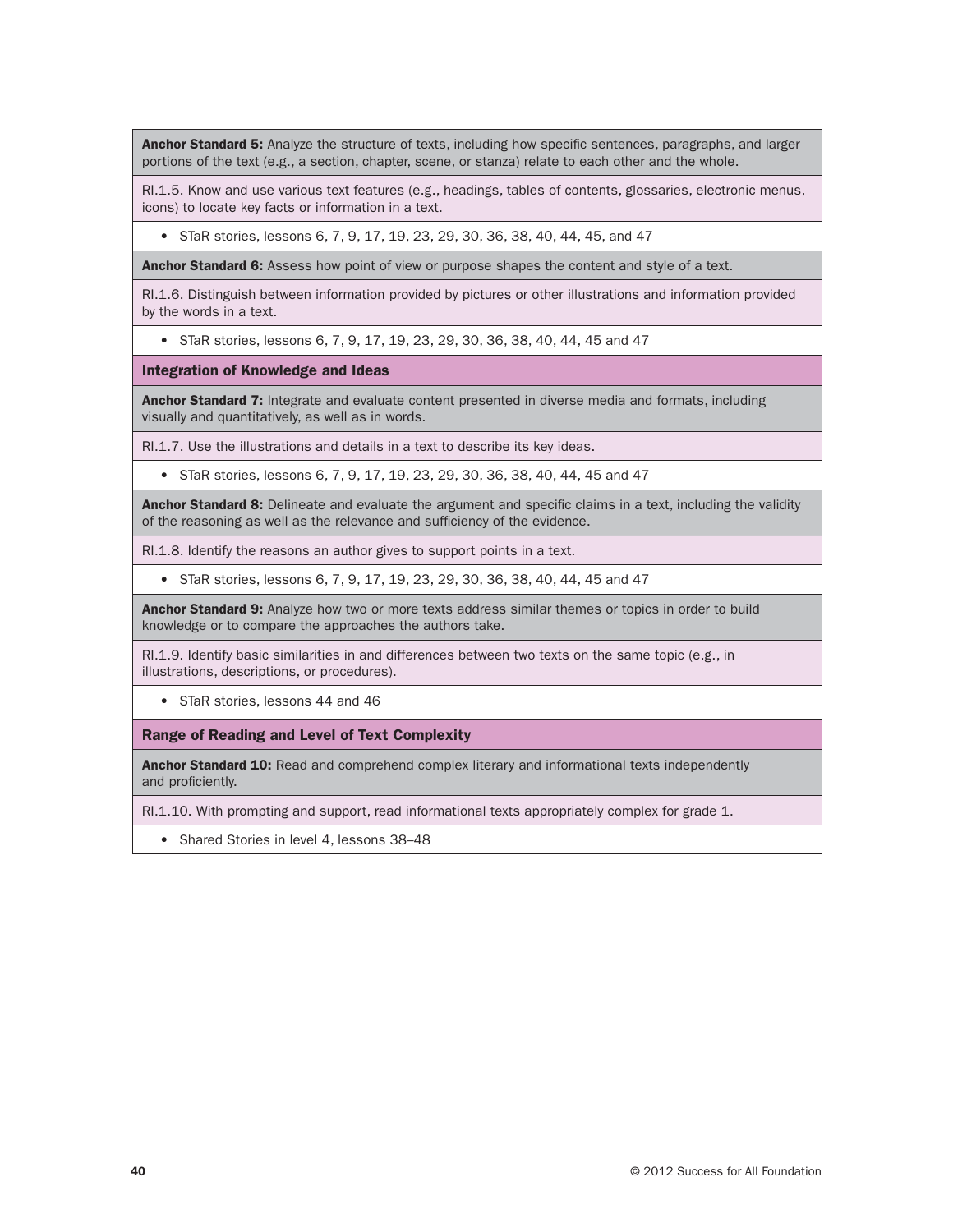**Anchor Standard 5:** Analyze the structure of texts, including how specific sentences, paragraphs, and larger portions of the text (e.g., a section, chapter, scene, or stanza) relate to each other and the whole.

RI.1.5. Know and use various text features (e.g., headings, tables of contents, glossaries, electronic menus, icons) to locate key facts or information in a text.

- STaR stories, lessons 6, 7, 9, 17, 19, 23, 29, 30, 36, 38, 40, 44, 45, and 47

**Anchor Standard 6:** Assess how point of view or purpose shapes the content and style of a text.

RI.1.6. Distinguish between information provided by pictures or other illustrations and information provided by the words in a text.

- STaR stories, lessons 6, 7, 9, 17, 19, 23, 29, 30, 36, 38, 40, 44, 45 and 47

### Integration of Knowledge and Ideas

**Anchor Standard 7:** Integrate and evaluate content presented in diverse media and formats, including visually and quantitatively, as well as in words.

RI.1.7. Use the illustrations and details in a text to describe its key ideas.

- STaR stories, lessons 6, 7, 9, 17, 19, 23, 29, 30, 36, 38, 40, 44, 45 and 47

**Anchor Standard 8:** Delineate and evaluate the argument and specific claims in a text, including the validity of the reasoning as well as the relevance and sufficiency of the evidence.

RI.1.8. Identify the reasons an author gives to support points in a text.

- STaR stories, lessons 6, 7, 9, 17, 19, 23, 29, 30, 36, 38, 40, 44, 45 and 47

**Anchor Standard 9:** Analyze how two or more texts address similar themes or topics in order to build knowledge or to compare the approaches the authors take.

RI.1.9. Identify basic similarities in and differences between two texts on the same topic (e.g., in illustrations, descriptions, or procedures).

- STaR stories, lessons 44 and 46

### Range of Reading and Level of Text Complexity

**Anchor Standard 10:** Read and comprehend complex literary and informational texts independently and proficiently.

RI.1.10. With prompting and support, read informational texts appropriately complex for grade 1.

- Shared Stories in level 4, lessons 38–48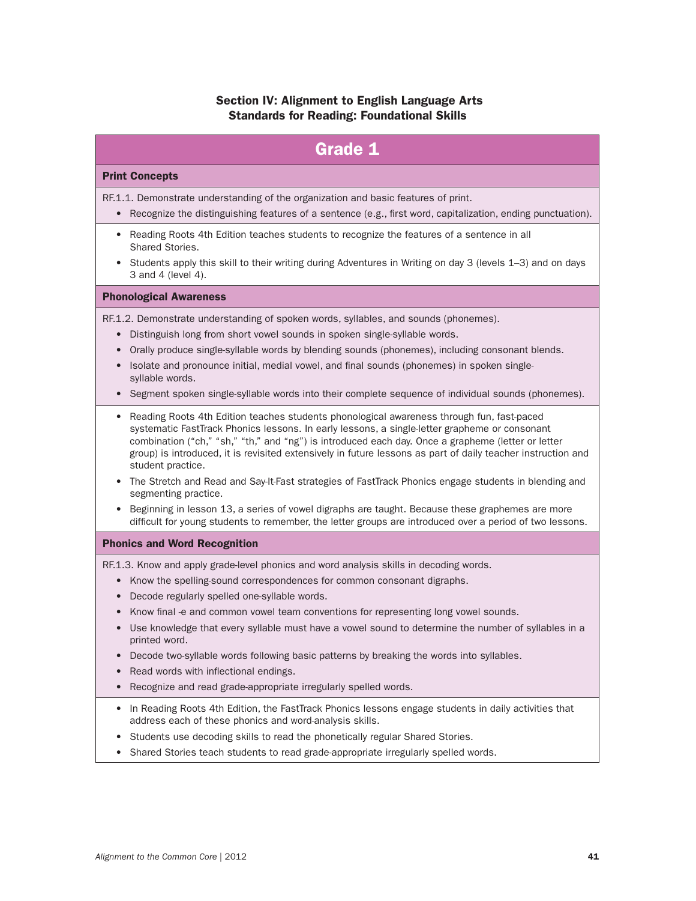# Section IV: Alignment to English Language Arts Standards for Reading: Foundational Skills

## Grade 1

### Print Concepts

RF.1.1. Demonstrate understanding of the organization and basic features of print.

- Recognize the distinguishing features of a sentence (e.g., first word, capitalization, ending punctuation).

---

- Reading Roots 4th Edition teaches students to recognize the features of a sentence in all Shared Stories.
- Students apply this skill to their writing during Adventures in Writing on day 3 (levels 1–3) and on days 3 and 4 (level 4).

### Phonological Awareness

RF.1.2. Demonstrate understanding of spoken words, syllables, and sounds (phonemes).

- Distinguish long from short vowel sounds in spoken single-syllable words.
- Orally produce single-syllable words by blending sounds (phonemes), including consonant blends.
- Isolate and pronounce initial, medial vowel, and final sounds (phonemes) in spoken single-syllable words.
- Segment spoken single-syllable words into their complete sequence of individual sounds (phonemes).

---

- Reading Roots 4th Edition teaches students phonological awareness through fun, fast-paced systematic FastTrack Phonics lessons. In early lessons, a single-letter grapheme or consonant combination ("ch," "sh," "th," and "ng") is introduced each day. Once a grapheme (letter or letter group) is introduced, it is revisited extensively in future lessons as part of daily teacher instruction and student practice.
- The Stretch and Read and Say-It-Fast strategies of FastTrack Phonics engage students in blending and segmenting practice.
- Beginning in lesson 13, a series of vowel digraphs are taught. Because these graphemes are more difficult for young students to remember, the letter groups are introduced over a period of two lessons.

### Phonics and Word Recognition

RF.1.3. Know and apply grade-level phonics and word analysis skills in decoding words.

- Know the spelling-sound correspondences for common consonant digraphs.
- Decode regularly spelled one-syllable words.
- Know final -e and common vowel team conventions for representing long vowel sounds.
- Use knowledge that every syllable must have a vowel sound to determine the number of syllables in a printed word.
- Decode two-syllable words following basic patterns by breaking the words into syllables.
- Read words with inflectional endings.
- Recognize and read grade-appropriate irregularly spelled words.

---

- In Reading Roots 4th Edition, the FastTrack Phonics lessons engage students in daily activities that address each of these phonics and word-analysis skills.
- Students use decoding skills to read the phonetically regular Shared Stories.
- Shared Stories teach students to read grade-appropriate irregularly spelled words.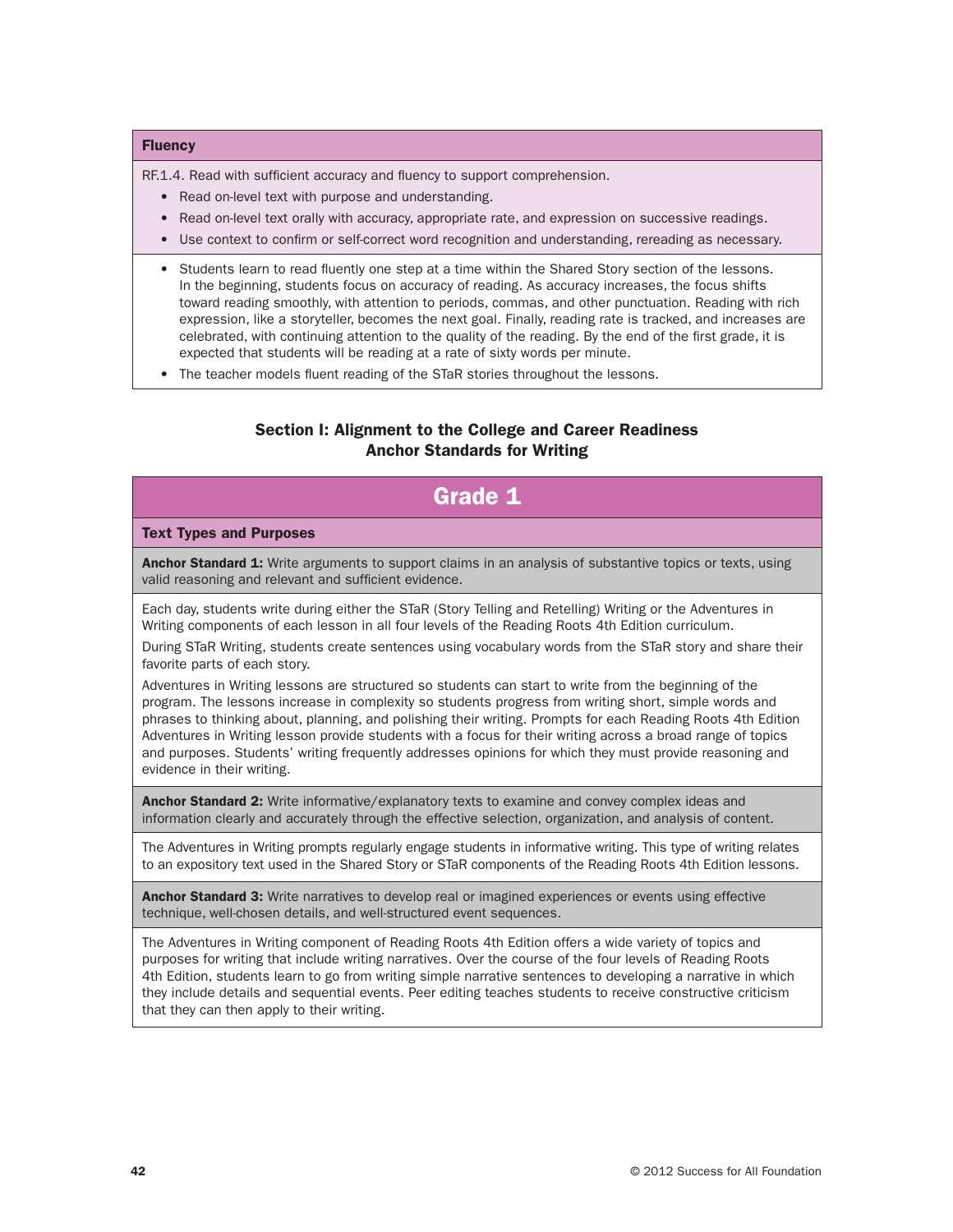### Fluency

RF.1.4. Read with sufficient accuracy and fluency to support comprehension.

- Read on-level text with purpose and understanding.
- Read on-level text orally with accuracy, appropriate rate, and expression on successive readings.
- Use context to confirm or self-correct word recognition and understanding, rereading as necessary.

---

- Students learn to read fluently one step at a time within the Shared Story section of the lessons. In the beginning, students focus on accuracy of reading. As accuracy increases, the focus shifts toward reading smoothly, with attention to periods, commas, and other punctuation. Reading with rich expression, like a storyteller, becomes the next goal. Finally, reading rate is tracked, and increases are celebrated, with continuing attention to the quality of the reading. By the end of the first grade, it is expected that students will be reading at a rate of sixty words per minute.
- The teacher models fluent reading of the STaR stories throughout the lessons.

## Section I: Alignment to the College and Career Readiness Anchor Standards for Writing

## Grade 1

### Text Types and Purposes

**Anchor Standard 1:** Write arguments to support claims in an analysis of substantive topics or texts, using valid reasoning and relevant and sufficient evidence.

Each day, students write during either the STaR (Story Telling and Retelling) Writing or the Adventures in Writing components of each lesson in all four levels of the Reading Roots 4th Edition curriculum.

During STaR Writing, students create sentences using vocabulary words from the STaR story and share their favorite parts of each story.

Adventures in Writing lessons are structured so students can start to write from the beginning of the program. The lessons increase in complexity so students progress from writing short, simple words and phrases to thinking about, planning, and polishing their writing. Prompts for each Reading Roots 4th Edition Adventures in Writing lesson provide students with a focus for their writing across a broad range of topics and purposes. Students' writing frequently addresses opinions for which they must provide reasoning and evidence in their writing.

**Anchor Standard 2:** Write informative/explanatory texts to examine and convey complex ideas and information clearly and accurately through the effective selection, organization, and analysis of content.

The Adventures in Writing prompts regularly engage students in informative writing. This type of writing relates to an expository text used in the Shared Story or STaR components of the Reading Roots 4th Edition lessons.

**Anchor Standard 3:** Write narratives to develop real or imagined experiences or events using effective technique, well-chosen details, and well-structured event sequences.

The Adventures in Writing component of Reading Roots 4th Edition offers a wide variety of topics and purposes for writing that include writing narratives. Over the course of the four levels of Reading Roots 4th Edition, students learn to go from writing simple narrative sentences to developing a narrative in which they include details and sequential events. Peer editing teaches students to receive constructive criticism that they can then apply to their writing.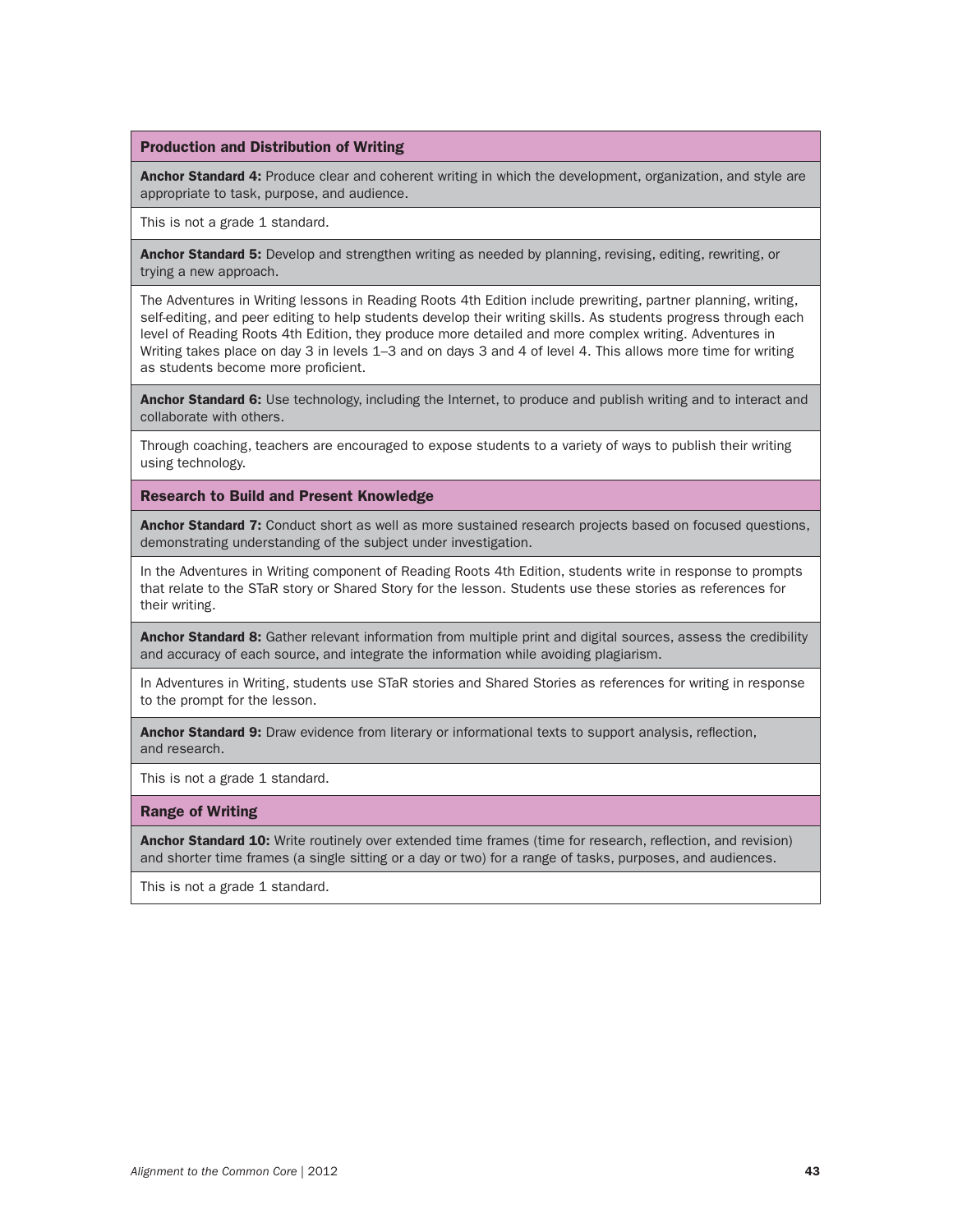## Production and Distribution of Writing

**Anchor Standard 4:** Produce clear and coherent writing in which the development, organization, and style are appropriate to task, purpose, and audience.

This is not a grade 1 standard.

**Anchor Standard 5:** Develop and strengthen writing as needed by planning, revising, editing, rewriting, or trying a new approach.

The Adventures in Writing lessons in Reading Roots 4th Edition include prewriting, partner planning, writing, self-editing, and peer editing to help students develop their writing skills. As students progress through each level of Reading Roots 4th Edition, they produce more detailed and more complex writing. Adventures in Writing takes place on day 3 in levels 1–3 and on days 3 and 4 of level 4. This allows more time for writing as students become more proficient.

**Anchor Standard 6:** Use technology, including the Internet, to produce and publish writing and to interact and collaborate with others.

Through coaching, teachers are encouraged to expose students to a variety of ways to publish their writing using technology.

## Research to Build and Present Knowledge

**Anchor Standard 7:** Conduct short as well as more sustained research projects based on focused questions, demonstrating understanding of the subject under investigation.

In the Adventures in Writing component of Reading Roots 4th Edition, students write in response to prompts that relate to the STaR story or Shared Story for the lesson. Students use these stories as references for their writing.

**Anchor Standard 8:** Gather relevant information from multiple print and digital sources, assess the credibility and accuracy of each source, and integrate the information while avoiding plagiarism.

In Adventures in Writing, students use STaR stories and Shared Stories as references for writing in response to the prompt for the lesson.

**Anchor Standard 9:** Draw evidence from literary or informational texts to support analysis, reflection, and research.

This is not a grade 1 standard.

## Range of Writing

**Anchor Standard 10:** Write routinely over extended time frames (time for research, reflection, and revision) and shorter time frames (a single sitting or a day or two) for a range of tasks, purposes, and audiences.

This is not a grade 1 standard.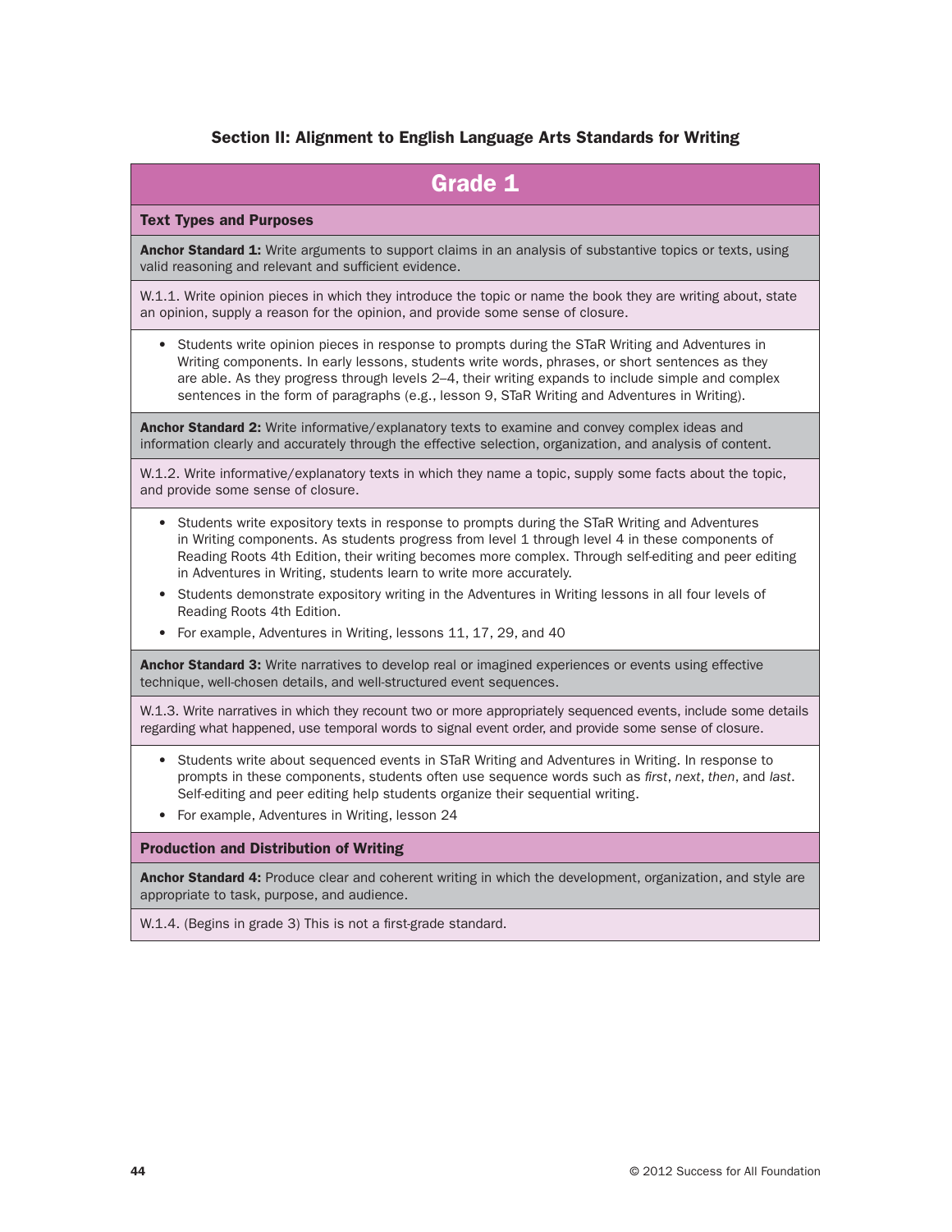## Section II: Alignment to English Language Arts Standards for Writing

### Grade 1

#### Text Types and Purposes

**Anchor Standard 1:** Write arguments to support claims in an analysis of substantive topics or texts, using valid reasoning and relevant and sufficient evidence.

W.1.1. Write opinion pieces in which they introduce the topic or name the book they are writing about, state an opinion, supply a reason for the opinion, and provide some sense of closure.

- Students write opinion pieces in response to prompts during the STaR Writing and Adventures in Writing components. In early lessons, students write words, phrases, or short sentences as they are able. As they progress through levels 2–4, their writing expands to include simple and complex sentences in the form of paragraphs (e.g., lesson 9, STaR Writing and Adventures in Writing).

**Anchor Standard 2:** Write informative/explanatory texts to examine and convey complex ideas and information clearly and accurately through the effective selection, organization, and analysis of content.

W.1.2. Write informative/explanatory texts in which they name a topic, supply some facts about the topic, and provide some sense of closure.

- Students write expository texts in response to prompts during the STaR Writing and Adventures in Writing components. As students progress from level 1 through level 4 in these components of Reading Roots 4th Edition, their writing becomes more complex. Through self-editing and peer editing in Adventures in Writing, students learn to write more accurately.
- Students demonstrate expository writing in the Adventures in Writing lessons in all four levels of Reading Roots 4th Edition.
- For example, Adventures in Writing, lessons 11, 17, 29, and 40

**Anchor Standard 3:** Write narratives to develop real or imagined experiences or events using effective technique, well-chosen details, and well-structured event sequences.

W.1.3. Write narratives in which they recount two or more appropriately sequenced events, include some details regarding what happened, use temporal words to signal event order, and provide some sense of closure.

- Students write about sequenced events in STaR Writing and Adventures in Writing. In response to prompts in these components, students often use sequence words such as *first*, *next*, *then*, and *last*. Self-editing and peer editing help students organize their sequential writing.
- For example, Adventures in Writing, lesson 24

#### Production and Distribution of Writing

**Anchor Standard 4:** Produce clear and coherent writing in which the development, organization, and style are appropriate to task, purpose, and audience.

W.1.4. (Begins in grade 3) This is not a first-grade standard.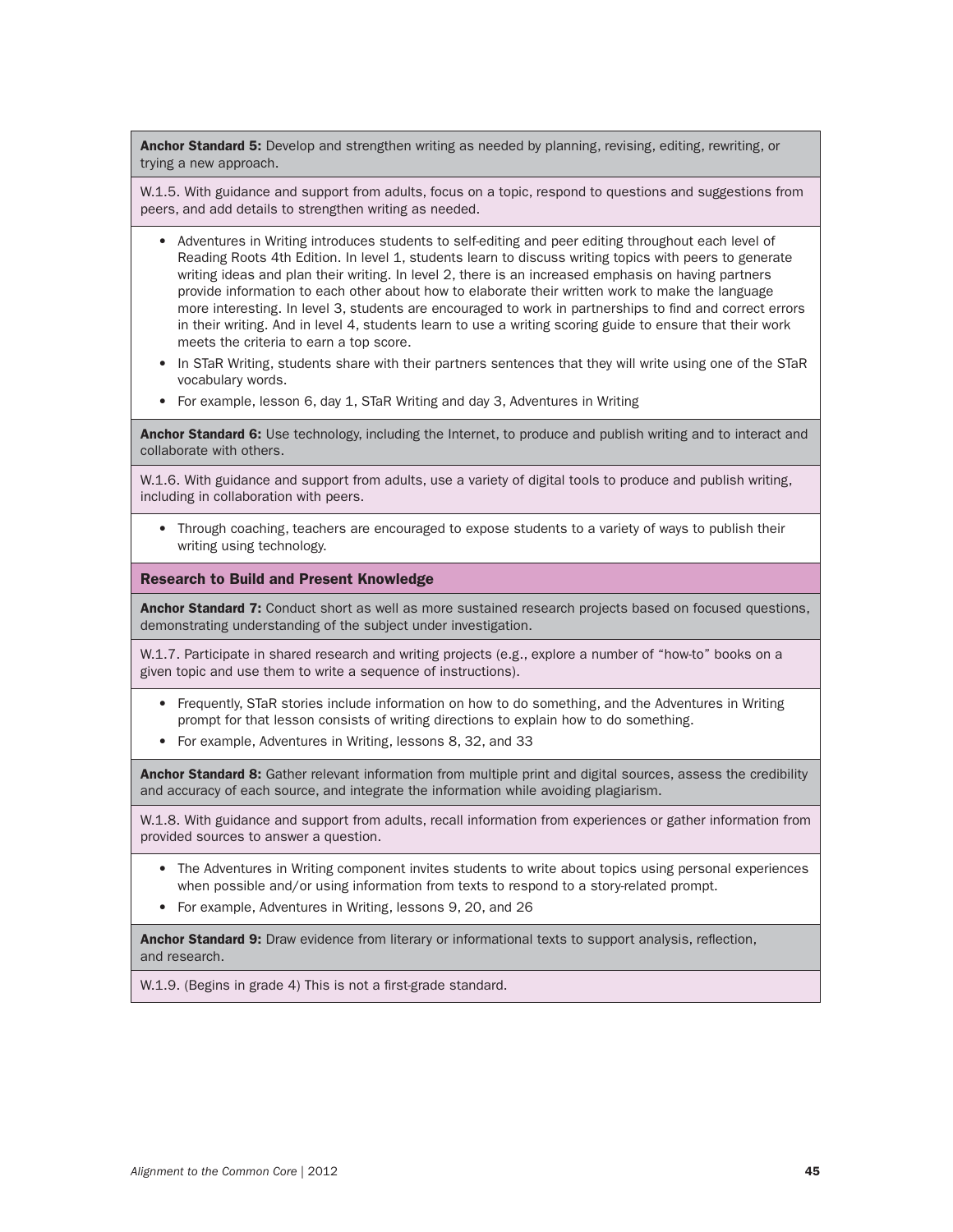**Anchor Standard 5:** Develop and strengthen writing as needed by planning, revising, editing, rewriting, or trying a new approach.

W.1.5. With guidance and support from adults, focus on a topic, respond to questions and suggestions from peers, and add details to strengthen writing as needed.

- Adventures in Writing introduces students to self-editing and peer editing throughout each level of Reading Roots 4th Edition. In level 1, students learn to discuss writing topics with peers to generate writing ideas and plan their writing. In level 2, there is an increased emphasis on having partners provide information to each other about how to elaborate their written work to make the language more interesting. In level 3, students are encouraged to work in partnerships to find and correct errors in their writing. And in level 4, students learn to use a writing scoring guide to ensure that their work meets the criteria to earn a top score.
- In STaR Writing, students share with their partners sentences that they will write using one of the STaR vocabulary words.
- For example, lesson 6, day 1, STaR Writing and day 3, Adventures in Writing

**Anchor Standard 6:** Use technology, including the Internet, to produce and publish writing and to interact and collaborate with others.

W.1.6. With guidance and support from adults, use a variety of digital tools to produce and publish writing, including in collaboration with peers.

- Through coaching, teachers are encouraged to expose students to a variety of ways to publish their writing using technology.

### Research to Build and Present Knowledge

**Anchor Standard 7:** Conduct short as well as more sustained research projects based on focused questions, demonstrating understanding of the subject under investigation.

W.1.7. Participate in shared research and writing projects (e.g., explore a number of "how-to" books on a given topic and use them to write a sequence of instructions).

- Frequently, STaR stories include information on how to do something, and the Adventures in Writing prompt for that lesson consists of writing directions to explain how to do something.
- For example, Adventures in Writing, lessons 8, 32, and 33

**Anchor Standard 8:** Gather relevant information from multiple print and digital sources, assess the credibility and accuracy of each source, and integrate the information while avoiding plagiarism.

W.1.8. With guidance and support from adults, recall information from experiences or gather information from provided sources to answer a question.

- The Adventures in Writing component invites students to write about topics using personal experiences when possible and/or using information from texts to respond to a story-related prompt.
- For example, Adventures in Writing, lessons 9, 20, and 26

**Anchor Standard 9:** Draw evidence from literary or informational texts to support analysis, reflection, and research.

W.1.9. (Begins in grade 4) This is not a first-grade standard.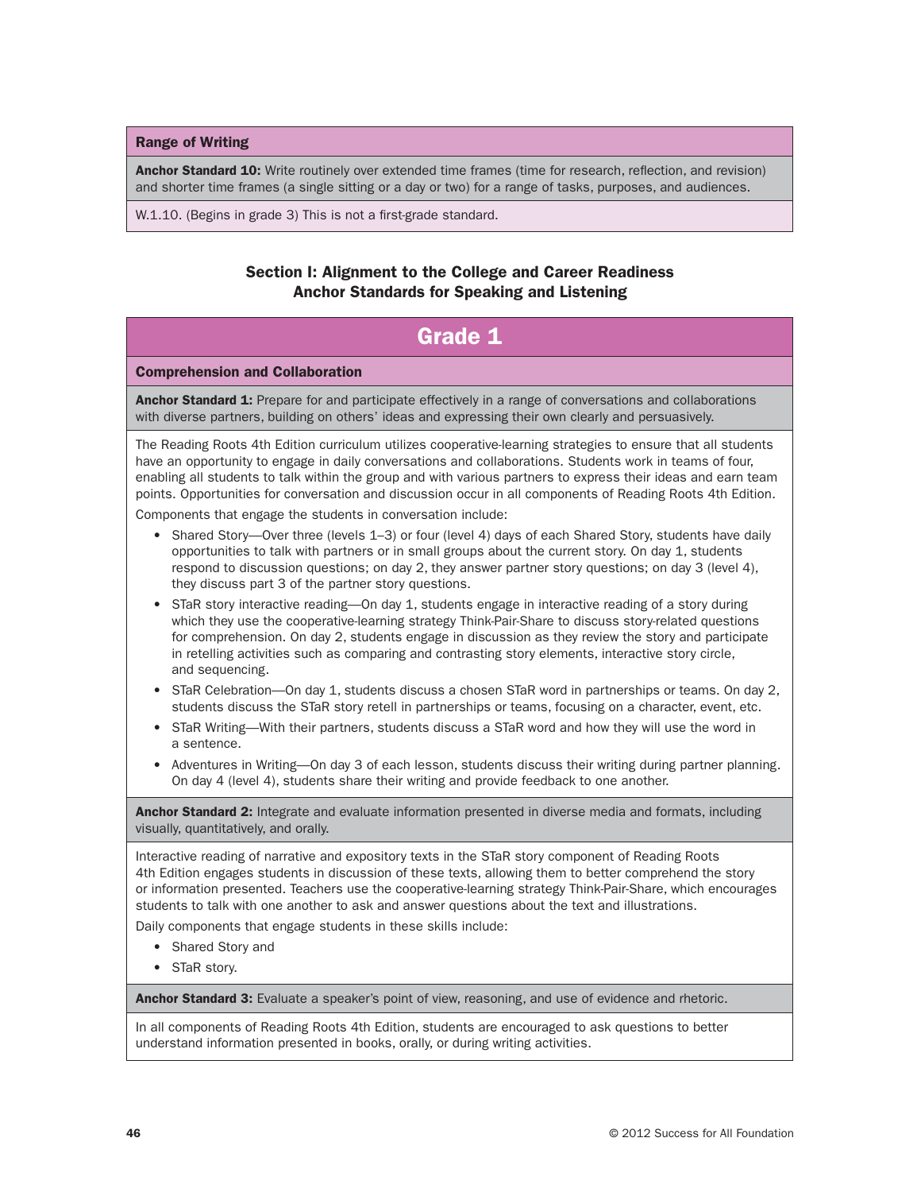### Range of Writing

**Anchor Standard 10:** Write routinely over extended time frames (time for research, reflection, and revision) and shorter time frames (a single sitting or a day or two) for a range of tasks, purposes, and audiences.

W.1.10. (Begins in grade 3) This is not a first-grade standard.

## Section I: Alignment to the College and Career Readiness Anchor Standards for Speaking and Listening

## Grade 1

### Comprehension and Collaboration

**Anchor Standard 1:** Prepare for and participate effectively in a range of conversations and collaborations with diverse partners, building on others' ideas and expressing their own clearly and persuasively.

The Reading Roots 4th Edition curriculum utilizes cooperative-learning strategies to ensure that all students have an opportunity to engage in daily conversations and collaborations. Students work in teams of four, enabling all students to talk within the group and with various partners to express their ideas and earn team points. Opportunities for conversation and discussion occur in all components of Reading Roots 4th Edition.

Components that engage the students in conversation include:

- Shared Story—Over three (levels 1–3) or four (level 4) days of each Shared Story, students have daily opportunities to talk with partners or in small groups about the current story. On day 1, students respond to discussion questions; on day 2, they answer partner story questions; on day 3 (level 4), they discuss part 3 of the partner story questions.
- STaR story interactive reading—On day 1, students engage in interactive reading of a story during which they use the cooperative-learning strategy Think-Pair-Share to discuss story-related questions for comprehension. On day 2, students engage in discussion as they review the story and participate in retelling activities such as comparing and contrasting story elements, interactive story circle, and sequencing.
- STaR Celebration—On day 1, students discuss a chosen STaR word in partnerships or teams. On day 2, students discuss the STaR story retell in partnerships or teams, focusing on a character, event, etc.
- STaR Writing—With their partners, students discuss a STaR word and how they will use the word in a sentence.
- Adventures in Writing—On day 3 of each lesson, students discuss their writing during partner planning. On day 4 (level 4), students share their writing and provide feedback to one another.

**Anchor Standard 2:** Integrate and evaluate information presented in diverse media and formats, including visually, quantitatively, and orally.

Interactive reading of narrative and expository texts in the STaR story component of Reading Roots 4th Edition engages students in discussion of these texts, allowing them to better comprehend the story or information presented. Teachers use the cooperative-learning strategy Think-Pair-Share, which encourages students to talk with one another to ask and answer questions about the text and illustrations.

Daily components that engage students in these skills include:

- Shared Story and
- STaR story.

**Anchor Standard 3:** Evaluate a speaker's point of view, reasoning, and use of evidence and rhetoric.

In all components of Reading Roots 4th Edition, students are encouraged to ask questions to better understand information presented in books, orally, or during writing activities.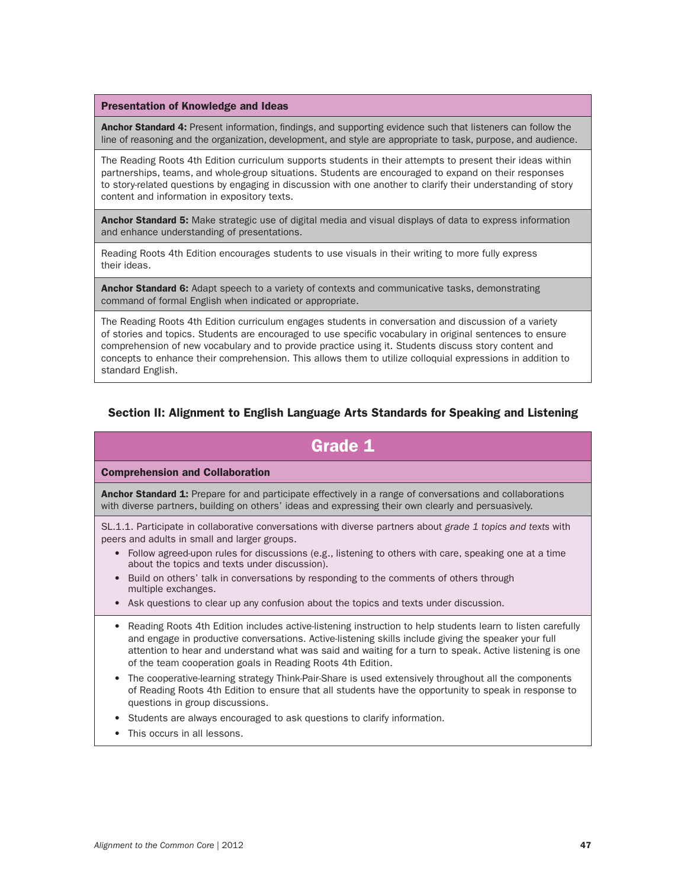### Presentation of Knowledge and Ideas

**Anchor Standard 4:** Present information, findings, and supporting evidence such that listeners can follow the line of reasoning and the organization, development, and style are appropriate to task, purpose, and audience.

The Reading Roots 4th Edition curriculum supports students in their attempts to present their ideas within partnerships, teams, and whole-group situations. Students are encouraged to expand on their responses to story-related questions by engaging in discussion with one another to clarify their understanding of story content and information in expository texts.

**Anchor Standard 5:** Make strategic use of digital media and visual displays of data to express information and enhance understanding of presentations.

Reading Roots 4th Edition encourages students to use visuals in their writing to more fully express their ideas.

**Anchor Standard 6:** Adapt speech to a variety of contexts and communicative tasks, demonstrating command of formal English when indicated or appropriate.

The Reading Roots 4th Edition curriculum engages students in conversation and discussion of a variety of stories and topics. Students are encouraged to use specific vocabulary in original sentences to ensure comprehension of new vocabulary and to provide practice using it. Students discuss story content and concepts to enhance their comprehension. This allows them to utilize colloquial expressions in addition to standard English.

## Section II: Alignment to English Language Arts Standards for Speaking and Listening

## Grade 1

### Comprehension and Collaboration

**Anchor Standard 1:** Prepare for and participate effectively in a range of conversations and collaborations with diverse partners, building on others' ideas and expressing their own clearly and persuasively.

SL.1.1. Participate in collaborative conversations with diverse partners about *grade 1 topics and texts* with peers and adults in small and larger groups.

- Follow agreed-upon rules for discussions (e.g., listening to others with care, speaking one at a time about the topics and texts under discussion).
- Build on others' talk in conversations by responding to the comments of others through multiple exchanges.
- Ask questions to clear up any confusion about the topics and texts under discussion.

- Reading Roots 4th Edition includes active-listening instruction to help students learn to listen carefully and engage in productive conversations. Active-listening skills include giving the speaker your full attention to hear and understand what was said and waiting for a turn to speak. Active listening is one of the team cooperation goals in Reading Roots 4th Edition.
- The cooperative-learning strategy Think-Pair-Share is used extensively throughout all the components of Reading Roots 4th Edition to ensure that all students have the opportunity to speak in response to questions in group discussions.
- Students are always encouraged to ask questions to clarify information.
- This occurs in all lessons.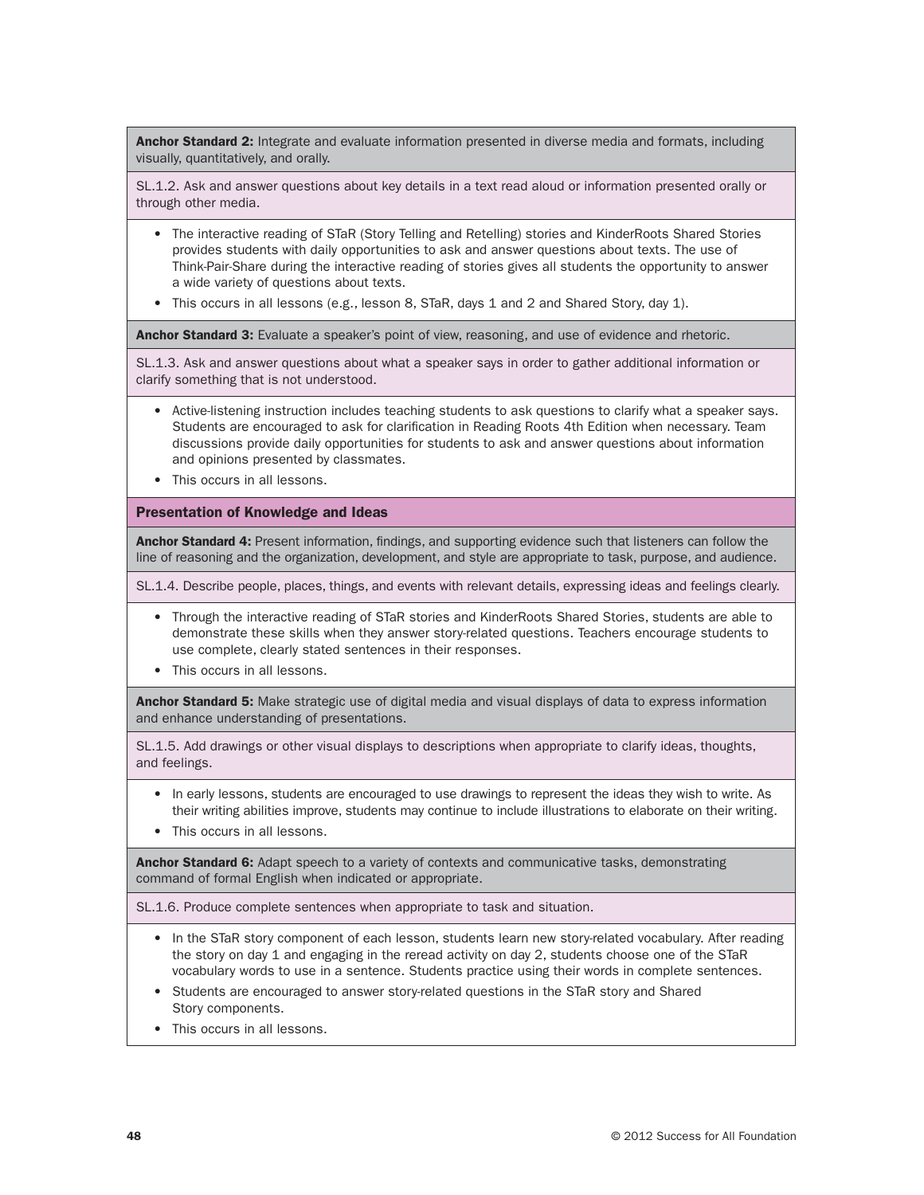**Anchor Standard 2:** Integrate and evaluate information presented in diverse media and formats, including visually, quantitatively, and orally.

SL.1.2. Ask and answer questions about key details in a text read aloud or information presented orally or through other media.

- The interactive reading of STaR (Story Telling and Retelling) stories and KinderRoots Shared Stories provides students with daily opportunities to ask and answer questions about texts. The use of Think-Pair-Share during the interactive reading of stories gives all students the opportunity to answer a wide variety of questions about texts.
- This occurs in all lessons (e.g., lesson 8, STaR, days 1 and 2 and Shared Story, day 1).

**Anchor Standard 3:** Evaluate a speaker's point of view, reasoning, and use of evidence and rhetoric.

SL.1.3. Ask and answer questions about what a speaker says in order to gather additional information or clarify something that is not understood.

- Active-listening instruction includes teaching students to ask questions to clarify what a speaker says. Students are encouraged to ask for clarification in Reading Roots 4th Edition when necessary. Team discussions provide daily opportunities for students to ask and answer questions about information and opinions presented by classmates.
- This occurs in all lessons.

### Presentation of Knowledge and Ideas

**Anchor Standard 4:** Present information, findings, and supporting evidence such that listeners can follow the line of reasoning and the organization, development, and style are appropriate to task, purpose, and audience.

SL.1.4. Describe people, places, things, and events with relevant details, expressing ideas and feelings clearly.

- Through the interactive reading of STaR stories and KinderRoots Shared Stories, students are able to demonstrate these skills when they answer story-related questions. Teachers encourage students to use complete, clearly stated sentences in their responses.
- This occurs in all lessons.

**Anchor Standard 5:** Make strategic use of digital media and visual displays of data to express information and enhance understanding of presentations.

SL.1.5. Add drawings or other visual displays to descriptions when appropriate to clarify ideas, thoughts, and feelings.

- In early lessons, students are encouraged to use drawings to represent the ideas they wish to write. As their writing abilities improve, students may continue to include illustrations to elaborate on their writing.
- This occurs in all lessons.

**Anchor Standard 6:** Adapt speech to a variety of contexts and communicative tasks, demonstrating command of formal English when indicated or appropriate.

SL.1.6. Produce complete sentences when appropriate to task and situation.

- In the STaR story component of each lesson, students learn new story-related vocabulary. After reading the story on day 1 and engaging in the reread activity on day 2, students choose one of the STaR vocabulary words to use in a sentence. Students practice using their words in complete sentences.
- Students are encouraged to answer story-related questions in the STaR story and Shared Story components.
- This occurs in all lessons.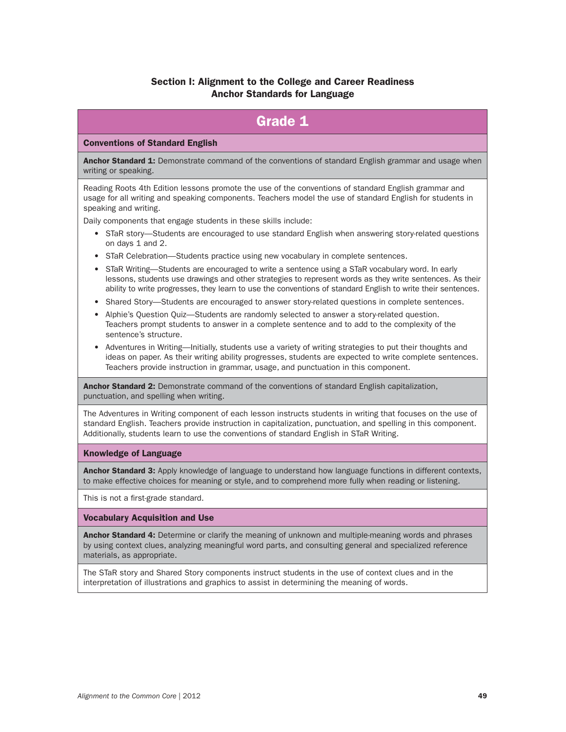## Section I: Alignment to the College and Career Readiness Anchor Standards for Language

# Grade 1

### Conventions of Standard English

**Anchor Standard 1:** Demonstrate command of the conventions of standard English grammar and usage when writing or speaking.

Reading Roots 4th Edition lessons promote the use of the conventions of standard English grammar and usage for all writing and speaking components. Teachers model the use of standard English for students in speaking and writing.

Daily components that engage students in these skills include:

- STaR story—Students are encouraged to use standard English when answering story-related questions on days 1 and 2.
- STaR Celebration—Students practice using new vocabulary in complete sentences.
- STaR Writing—Students are encouraged to write a sentence using a STaR vocabulary word. In early lessons, students use drawings and other strategies to represent words as they write sentences. As their ability to write progresses, they learn to use the conventions of standard English to write their sentences.
- Shared Story—Students are encouraged to answer story-related questions in complete sentences.
- Alphie's Question Quiz—Students are randomly selected to answer a story-related question. Teachers prompt students to answer in a complete sentence and to add to the complexity of the sentence's structure.
- Adventures in Writing—Initially, students use a variety of writing strategies to put their thoughts and ideas on paper. As their writing ability progresses, students are expected to write complete sentences. Teachers provide instruction in grammar, usage, and punctuation in this component.

**Anchor Standard 2:** Demonstrate command of the conventions of standard English capitalization, punctuation, and spelling when writing.

The Adventures in Writing component of each lesson instructs students in writing that focuses on the use of standard English. Teachers provide instruction in capitalization, punctuation, and spelling in this component. Additionally, students learn to use the conventions of standard English in STaR Writing.

### Knowledge of Language

**Anchor Standard 3:** Apply knowledge of language to understand how language functions in different contexts, to make effective choices for meaning or style, and to comprehend more fully when reading or listening.

This is not a first-grade standard.

### Vocabulary Acquisition and Use

**Anchor Standard 4:** Determine or clarify the meaning of unknown and multiple-meaning words and phrases by using context clues, analyzing meaningful word parts, and consulting general and specialized reference materials, as appropriate.

The STaR story and Shared Story components instruct students in the use of context clues and in the interpretation of illustrations and graphics to assist in determining the meaning of words.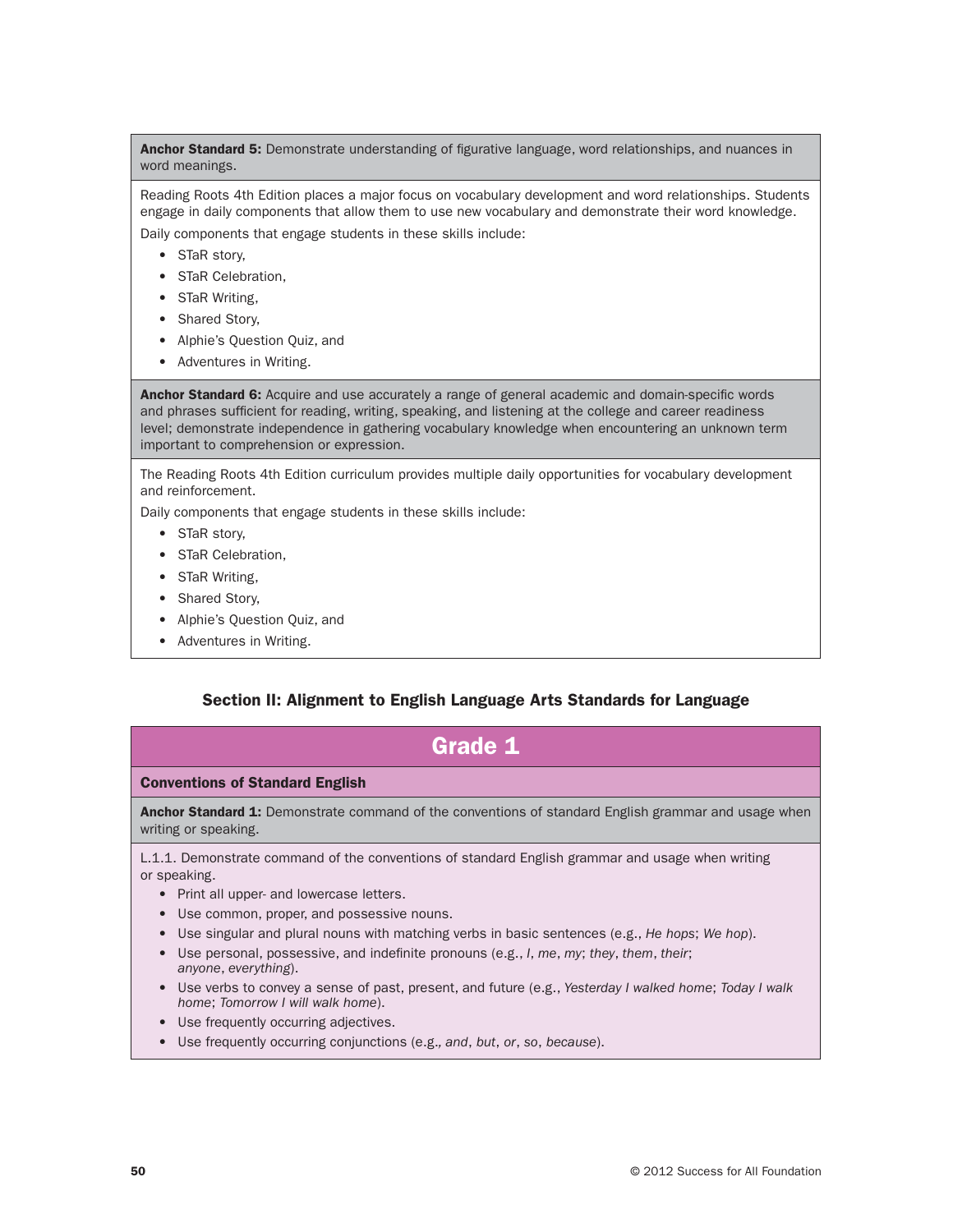**Anchor Standard 5:** Demonstrate understanding of figurative language, word relationships, and nuances in word meanings.

Reading Roots 4th Edition places a major focus on vocabulary development and word relationships. Students engage in daily components that allow them to use new vocabulary and demonstrate their word knowledge.

Daily components that engage students in these skills include:

- STaR story,
- STaR Celebration,
- STaR Writing,
- Shared Story,
- Alphie's Question Quiz, and
- Adventures in Writing.

**Anchor Standard 6:** Acquire and use accurately a range of general academic and domain-specific words and phrases sufficient for reading, writing, speaking, and listening at the college and career readiness level; demonstrate independence in gathering vocabulary knowledge when encountering an unknown term important to comprehension or expression.

The Reading Roots 4th Edition curriculum provides multiple daily opportunities for vocabulary development and reinforcement.

Daily components that engage students in these skills include:

- STaR story,
- STaR Celebration,
- STaR Writing,
- Shared Story,
- Alphie's Question Quiz, and
- Adventures in Writing.

## Section II: Alignment to English Language Arts Standards for Language

## Grade 1

### Conventions of Standard English

**Anchor Standard 1:** Demonstrate command of the conventions of standard English grammar and usage when writing or speaking.

L.1.1. Demonstrate command of the conventions of standard English grammar and usage when writing or speaking.

- Print all upper- and lowercase letters.
- Use common, proper, and possessive nouns.
- Use singular and plural nouns with matching verbs in basic sentences (e.g., *He hops*; *We hop*).
- Use personal, possessive, and indefinite pronouns (e.g., *I*, *me*, *my*; *they*, *them*, *their*; *anyone*, *everything*).
- Use verbs to convey a sense of past, present, and future (e.g., *Yesterday I walked home*; *Today I walk home*; *Tomorrow I will walk home*).
- Use frequently occurring adjectives.
- Use frequently occurring conjunctions (e.g., *and*, *but*, *or*, *so*, *because*).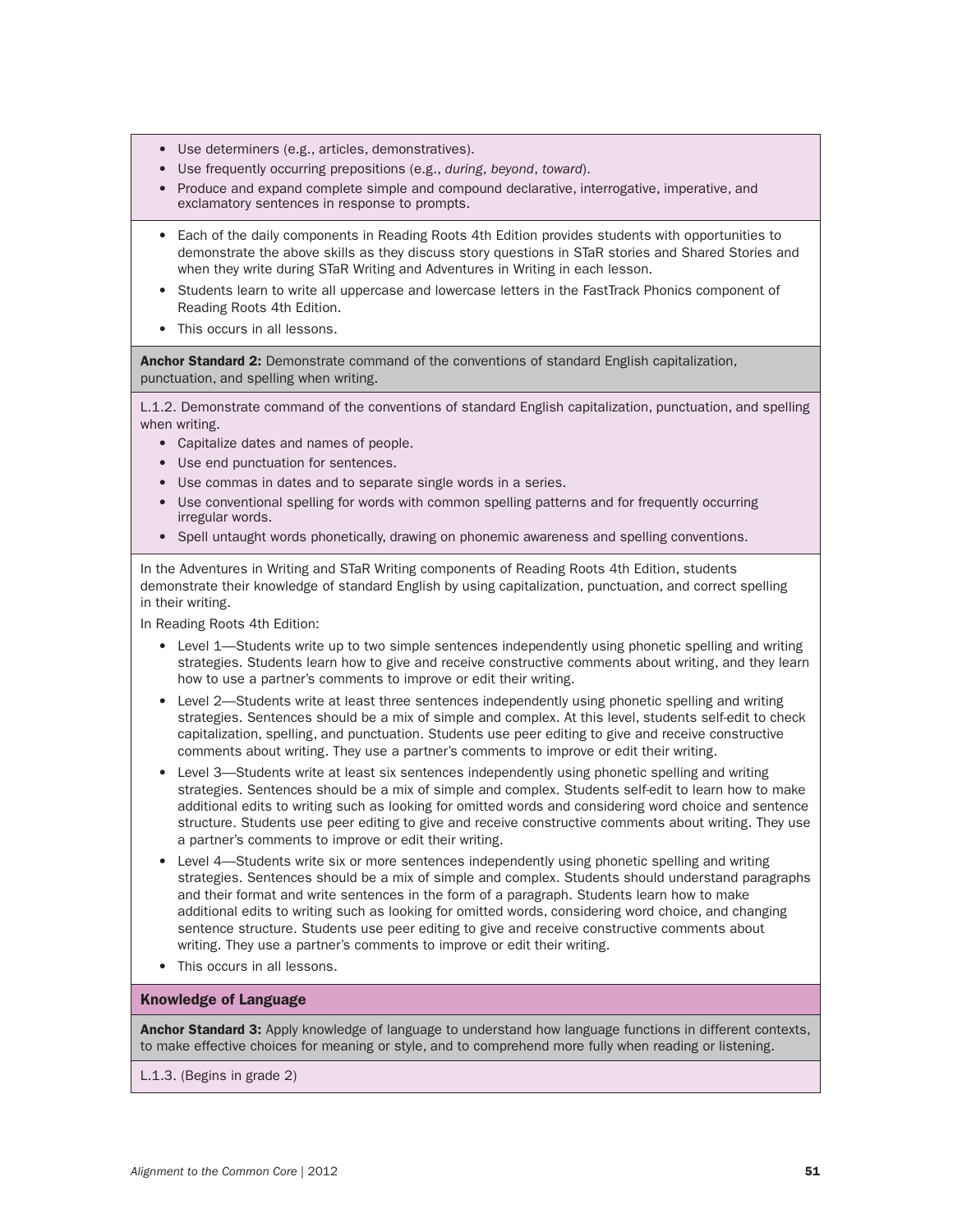- Use determiners (e.g., articles, demonstratives).
- Use frequently occurring prepositions (e.g., *during*, *beyond*, *toward*).
- Produce and expand complete simple and compound declarative, interrogative, imperative, and exclamatory sentences in response to prompts.

- Each of the daily components in Reading Roots 4th Edition provides students with opportunities to demonstrate the above skills as they discuss story questions in STaR stories and Shared Stories and when they write during STaR Writing and Adventures in Writing in each lesson.
- Students learn to write all uppercase and lowercase letters in the FastTrack Phonics component of Reading Roots 4th Edition.
- This occurs in all lessons.

**Anchor Standard 2:** Demonstrate command of the conventions of standard English capitalization, punctuation, and spelling when writing.

L.1.2. Demonstrate command of the conventions of standard English capitalization, punctuation, and spelling when writing.

- Capitalize dates and names of people.
- Use end punctuation for sentences.
- Use commas in dates and to separate single words in a series.
- Use conventional spelling for words with common spelling patterns and for frequently occurring irregular words.
- Spell untaught words phonetically, drawing on phonemic awareness and spelling conventions.

In the Adventures in Writing and STaR Writing components of Reading Roots 4th Edition, students demonstrate their knowledge of standard English by using capitalization, punctuation, and correct spelling in their writing.

In Reading Roots 4th Edition:

- Level 1—Students write up to two simple sentences independently using phonetic spelling and writing strategies. Students learn how to give and receive constructive comments about writing, and they learn how to use a partner's comments to improve or edit their writing.
- Level 2—Students write at least three sentences independently using phonetic spelling and writing strategies. Sentences should be a mix of simple and complex. At this level, students self-edit to check capitalization, spelling, and punctuation. Students use peer editing to give and receive constructive comments about writing. They use a partner's comments to improve or edit their writing.
- Level 3—Students write at least six sentences independently using phonetic spelling and writing strategies. Sentences should be a mix of simple and complex. Students self-edit to learn how to make additional edits to writing such as looking for omitted words and considering word choice and sentence structure. Students use peer editing to give and receive constructive comments about writing. They use a partner's comments to improve or edit their writing.
- Level 4—Students write six or more sentences independently using phonetic spelling and writing strategies. Sentences should be a mix of simple and complex. Students should understand paragraphs and their format and write sentences in the form of a paragraph. Students learn how to make additional edits to writing such as looking for omitted words, considering word choice, and changing sentence structure. Students use peer editing to give and receive constructive comments about writing. They use a partner's comments to improve or edit their writing.
- This occurs in all lessons.

## Knowledge of Language

**Anchor Standard 3:** Apply knowledge of language to understand how language functions in different contexts, to make effective choices for meaning or style, and to comprehend more fully when reading or listening.

L.1.3. (Begins in grade 2)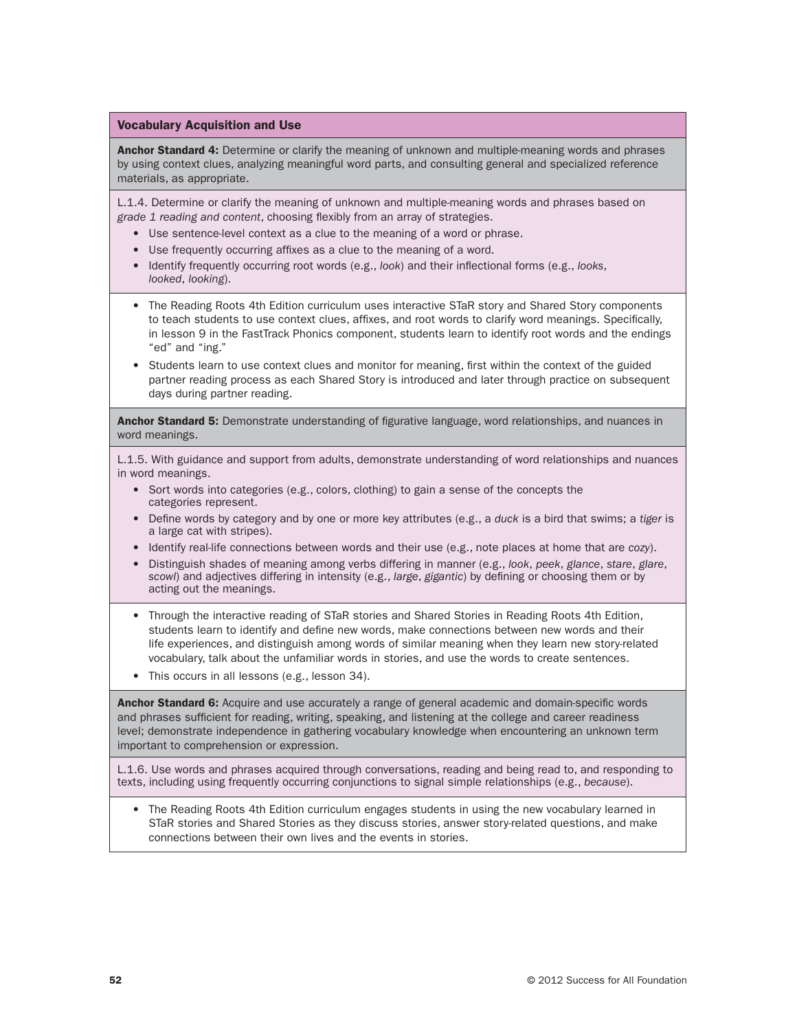## Vocabulary Acquisition and Use

**Anchor Standard 4:** Determine or clarify the meaning of unknown and multiple-meaning words and phrases by using context clues, analyzing meaningful word parts, and consulting general and specialized reference materials, as appropriate.

L.1.4. Determine or clarify the meaning of unknown and multiple-meaning words and phrases based on *grade 1 reading and content*, choosing flexibly from an array of strategies.

- Use sentence-level context as a clue to the meaning of a word or phrase.
- Use frequently occurring affixes as a clue to the meaning of a word.
- Identify frequently occurring root words (e.g., *look*) and their inflectional forms (e.g., *looks*, *looked*, *looking*).

- The Reading Roots 4th Edition curriculum uses interactive STaR story and Shared Story components to teach students to use context clues, affixes, and root words to clarify word meanings. Specifically, in lesson 9 in the FastTrack Phonics component, students learn to identify root words and the endings "ed" and "ing."
- Students learn to use context clues and monitor for meaning, first within the context of the guided partner reading process as each Shared Story is introduced and later through practice on subsequent days during partner reading.

**Anchor Standard 5:** Demonstrate understanding of figurative language, word relationships, and nuances in word meanings.

L.1.5. With guidance and support from adults, demonstrate understanding of word relationships and nuances in word meanings.

- Sort words into categories (e.g., colors, clothing) to gain a sense of the concepts the categories represent.
- Define words by category and by one or more key attributes (e.g., a *duck* is a bird that swims; a *tiger* is a large cat with stripes).
- Identify real-life connections between words and their use (e.g., note places at home that are *cozy*).
- Distinguish shades of meaning among verbs differing in manner (e.g., *look*, *peek*, *glance*, *stare*, *glare*, *scowl*) and adjectives differing in intensity (e.g., *large*, *gigantic*) by defining or choosing them or by acting out the meanings.

- Through the interactive reading of STaR stories and Shared Stories in Reading Roots 4th Edition, students learn to identify and define new words, make connections between new words and their life experiences, and distinguish among words of similar meaning when they learn new story-related vocabulary, talk about the unfamiliar words in stories, and use the words to create sentences.
- This occurs in all lessons (e.g., lesson 34).

**Anchor Standard 6:** Acquire and use accurately a range of general academic and domain-specific words and phrases sufficient for reading, writing, speaking, and listening at the college and career readiness level; demonstrate independence in gathering vocabulary knowledge when encountering an unknown term important to comprehension or expression.

L.1.6. Use words and phrases acquired through conversations, reading and being read to, and responding to texts, including using frequently occurring conjunctions to signal simple relationships (e.g., *because*).

- The Reading Roots 4th Edition curriculum engages students in using the new vocabulary learned in STaR stories and Shared Stories as they discuss stories, answer story-related questions, and make connections between their own lives and the events in stories.

© 2012 Success for All Foundation